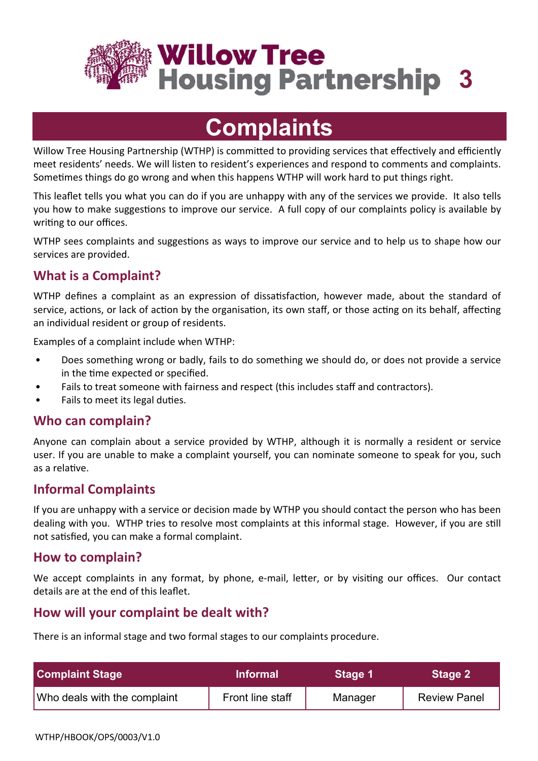# Willow Tree Housing Partnership 3

## Complaints

Willow Tree Housing Partnership (WTHP) is committed to providing services that effectively and efficiently meet residents' needs. We will listen to resident's experiences and respond to comments and complaints. Sometimes things do go wrong and when this happens WTHP will work hard to put things right.

This leaflet tells you what you can do if you are unhappy with any of the services we provide. It also tells you how to make suggestions to improve our service. A full copy of our complaints policy is available by writing to our offices.

WTHP sees complaints and suggestions as ways to improve our service and to help us to shape how our services are provided.

### What is a Complaint?

WTHP defines a complaint as an expression of dissatisfaction, however made, about the standard of service, actions, or lack of action by the organisation, its own staff, or those acting on its behalf, affecting an individual resident or group of residents.

Examples of a complaint include when WTHP:

- Does something wrong or badly, fails to do something we should do, or does not provide a service in the time expected or specified.
- Fails to treat someone with fairness and respect (this includes staff and contractors).
- Fails to meet its legal duties.

### Who can complain?

Anyone can complain about a service provided by WTHP, although it is normally a resident or service user. If you are unable to make a complaint yourself, you can nominate someone to speak for you, such as a relative.

### Informal Complaints

If you are unhappy with a service or decision made by WTHP you should contact the person who has been dealing with you. WTHP tries to resolve most complaints at this informal stage. However, if you are still not satisfied, you can make a formal complaint.

### How to complain?

We accept complaints in any format, by phone, e-mail, letter, or by visiting our offices. Our contact details are at the end of this leaflet.

### How will your complaint be dealt with?

There is an informal stage and two formal stages to our complaints procedure.

| Complaint Stage | Informal | Stage 1 | Stage 2 |
|---|---|---|---|
| Who deals with the complaint | Front line staff | Manager | Review Panel |

WTHP/HBOOK/OPS/0003/V1.0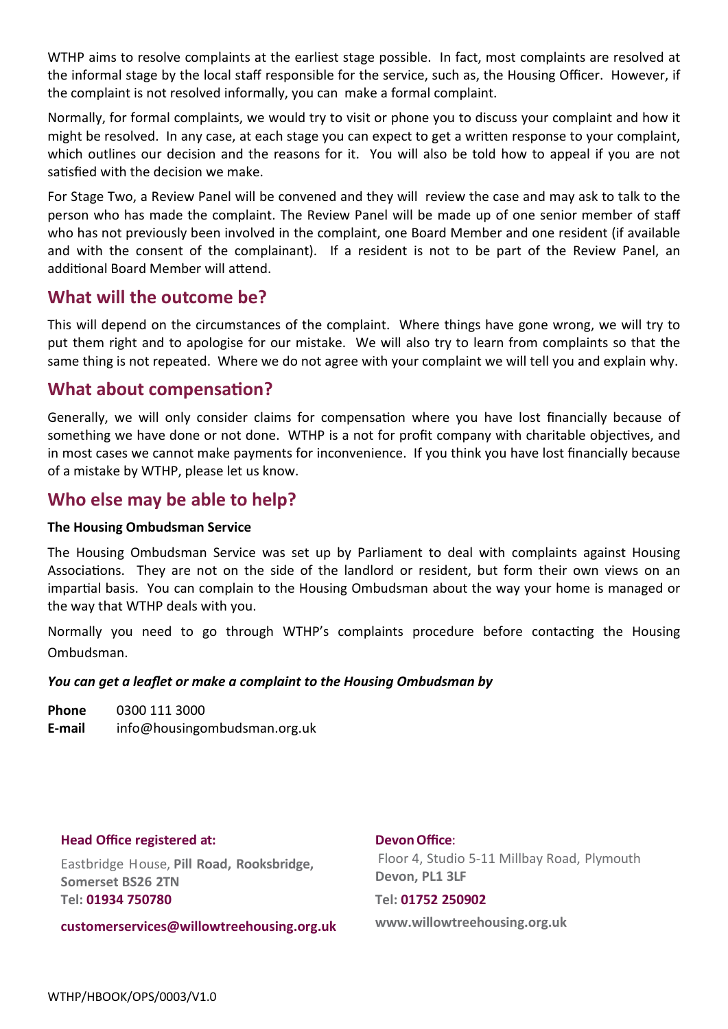WTHP aims to resolve complaints at the earliest stage possible. In fact, most complaints are resolved at the informal stage by the local staff responsible for the service, such as, the Housing Officer. However, if the complaint is not resolved informally, you can make a formal complaint.

Normally, for formal complaints, we would try to visit or phone you to discuss your complaint and how it might be resolved. In any case, at each stage you can expect to get a written response to your complaint, which outlines our decision and the reasons for it. You will also be told how to appeal if you are not satisfied with the decision we make.

For Stage Two, a Review Panel will be convened and they will review the case and may ask to talk to the person who has made the complaint. The Review Panel will be made up of one senior member of staff who has not previously been involved in the complaint, one Board Member and one resident (if available and with the consent of the complainant). If a resident is not to be part of the Review Panel, an additional Board Member will attend.

## What will the outcome be?

This will depend on the circumstances of the complaint. Where things have gone wrong, we will try to put them right and to apologise for our mistake. We will also try to learn from complaints so that the same thing is not repeated. Where we do not agree with your complaint we will tell you and explain why.

## What about compensation?

Generally, we will only consider claims for compensation where you have lost financially because of something we have done or not done. WTHP is a not for profit company with charitable objectives, and in most cases we cannot make payments for inconvenience. If you think you have lost financially because of a mistake by WTHP, please let us know.

## Who else may be able to help?

**The Housing Ombudsman Service**

The Housing Ombudsman Service was set up by Parliament to deal with complaints against Housing Associations. They are not on the side of the landlord or resident, but form their own views on an impartial basis. You can complain to the Housing Ombudsman about the way your home is managed or the way that WTHP deals with you.

Normally you need to go through WTHP's complaints procedure before contacting the Housing Ombudsman.

***You can get a leaflet or make a complaint to the Housing Ombudsman by***

**Phone** 0300 111 3000
**E-mail** info@housingombudsman.org.uk

**Head Office registered at:**

Eastbridge House, **Pill Road, Rooksbridge, Somerset BS26 2TN**
**Tel: 01934 750780**

**customerservices@willowtreehousing.org.uk**

**Devon Office:**

Floor 4, Studio 5-11 Millbay Road, Plymouth **Devon, PL1 3LF**

**Tel: 01752 250902**

**www.willowtreehousing.org.uk**

WTHP/HBOOK/OPS/0003/V1.0